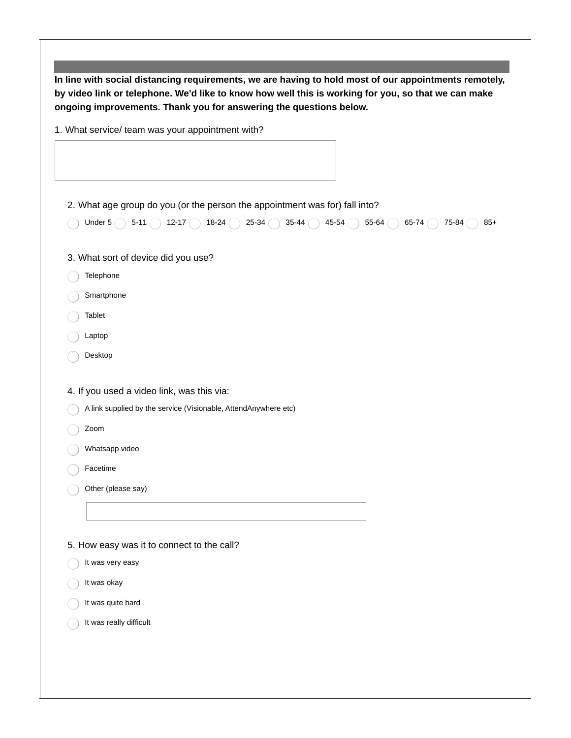**In line with social distancing requirements, we are having to hold most of our appointments remotely, by video link or telephone. We'd like to know how well this is working for you, so that we can make ongoing improvements. Thank you for answering the questions below.**

1. What service/ team was your appointment with?

2. What age group do you (or the person the appointment was for) fall into?

- Under 5
- 5-11
- 12-17
- 18-24
- 25-34
- 35-44
- 45-54
- 55-64
- 65-74
- 75-84
- 85+

3. What sort of device did you use?

- Telephone
- Smartphone
- Tablet
- Laptop
- Desktop

4. If you used a video link, was this via:

- A link supplied by the service (Visionable, AttendAnywhere etc)
- Zoom
- Whatsapp video
- Facetime
- Other (please say)

5. How easy was it to connect to the call?

- It was very easy
- It was okay
- It was quite hard
- It was really difficult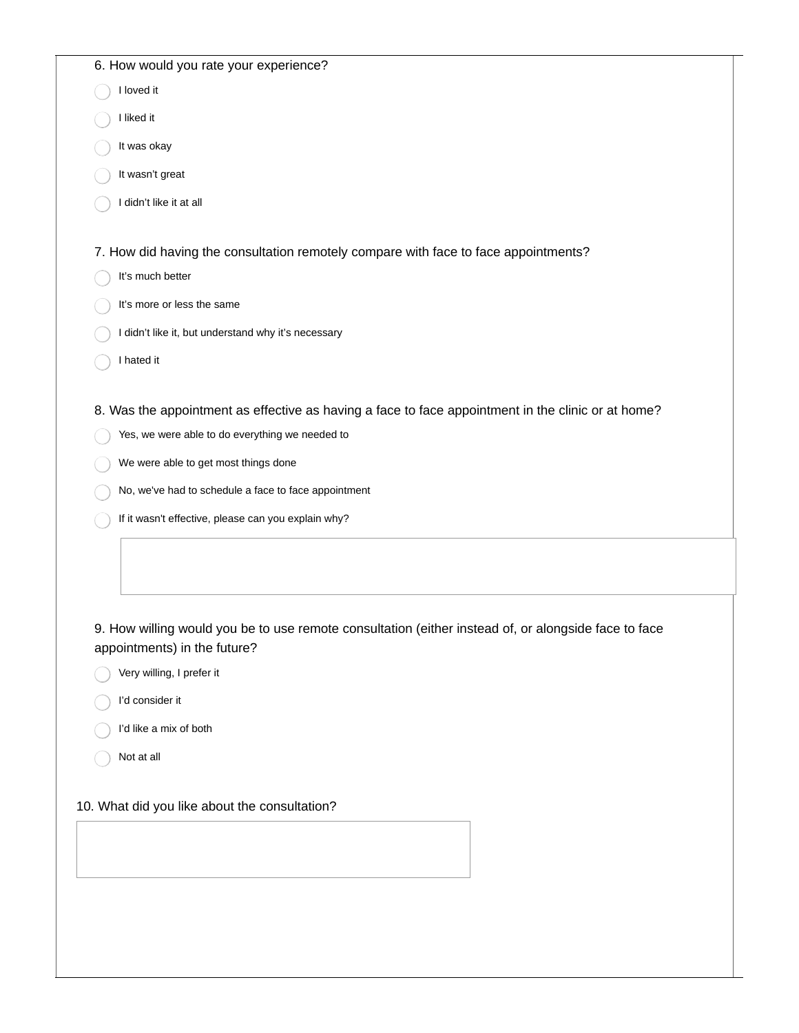6. How would you rate your experience?

- I loved it
- I liked it
- It was okay
- It wasn't great
- I didn't like it at all

7. How did having the consultation remotely compare with face to face appointments?

- It's much better
- It's more or less the same
- I didn't like it, but understand why it's necessary
- I hated it

8. Was the appointment as effective as having a face to face appointment in the clinic or at home?

- Yes, we were able to do everything we needed to
- We were able to get most things done
- No, we've had to schedule a face to face appointment
- If it wasn't effective, please can you explain why?

9. How willing would you be to use remote consultation (either instead of, or alongside face to face appointments) in the future?

- Very willing, I prefer it
- I'd consider it
- I'd like a mix of both
- Not at all

10. What did you like about the consultation?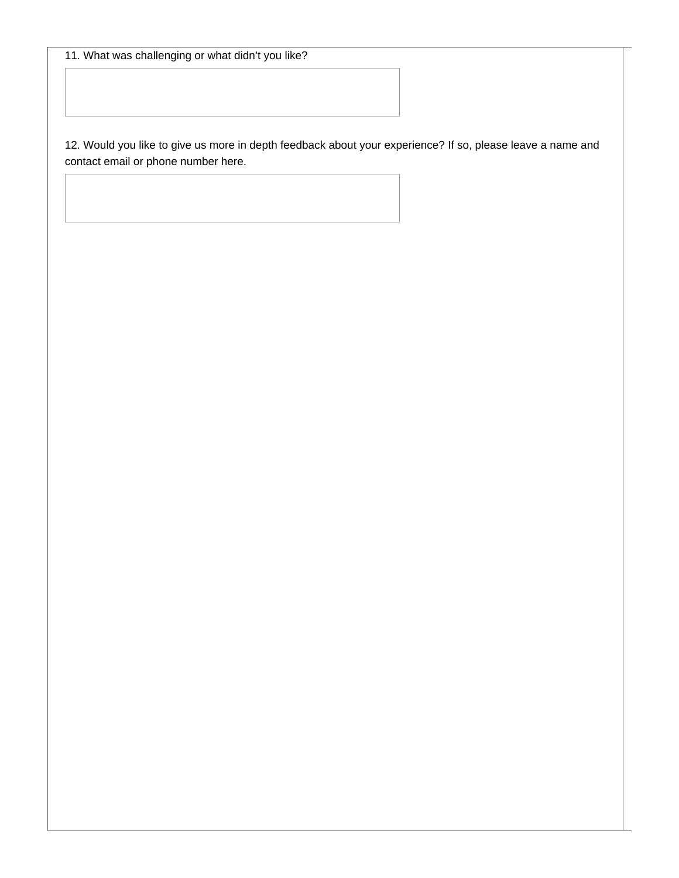11. What was challenging or what didn’t you like?

12. Would you like to give us more in depth feedback about your experience? If so, please leave a name and contact email or phone number here.